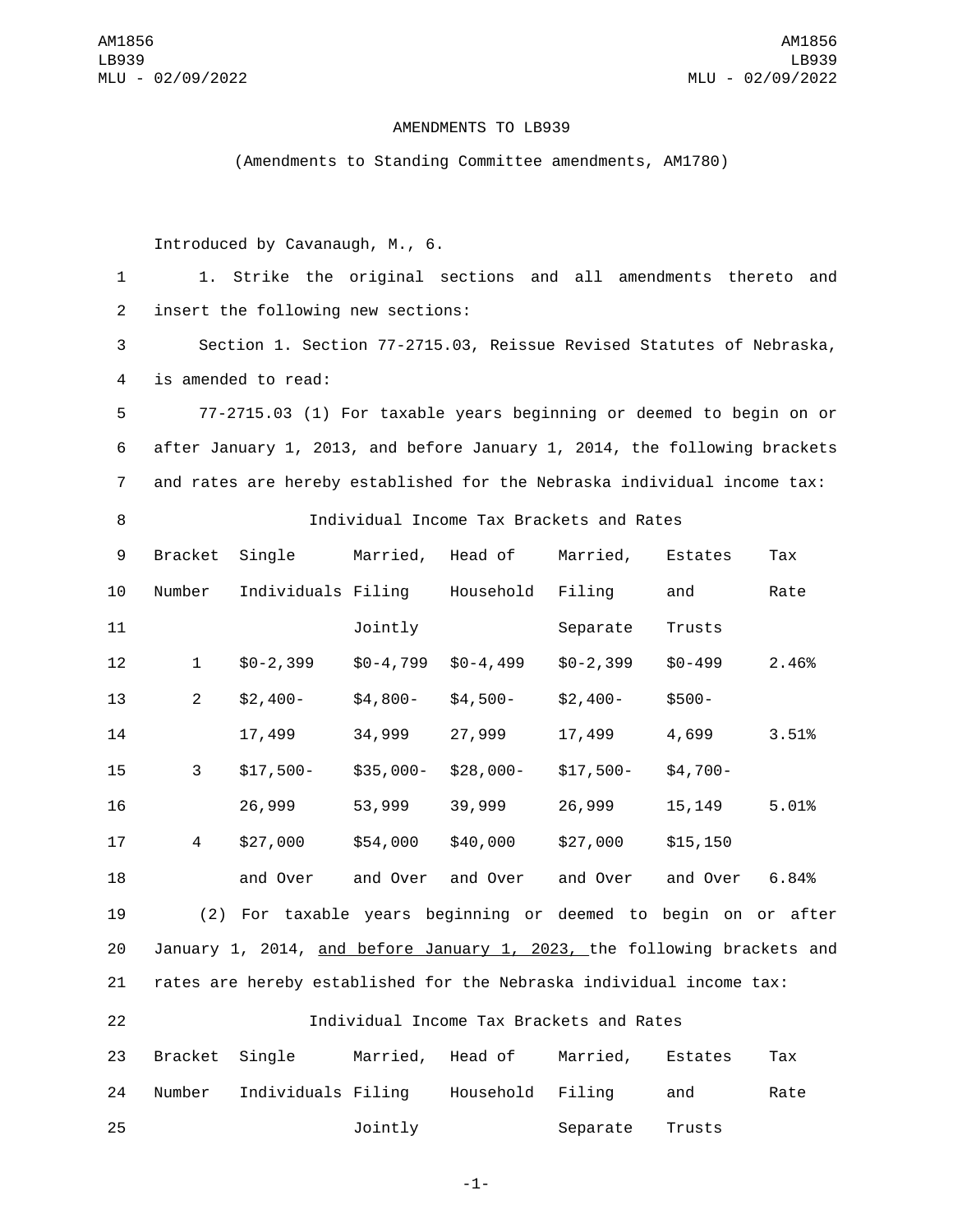AMENDMENTS TO LB939

(Amendments to Standing Committee amendments, AM1780)

Introduced by Cavanaugh, M., 6.

1. Strike the original sections and all amendments thereto and insert the following new sections:

Section 1. Section 77-2715.03, Reissue Revised Statutes of Nebraska, is amended to read:

77-2715.03 (1) For taxable years beginning or deemed to begin on or after January 1, 2013, and before January 1, 2014, the following brackets and rates are hereby established for the Nebraska individual income tax:

Individual Income Tax Brackets and Rates

| Bracket Number | Single Individuals | Married, Filing Jointly | Head of Household | Married, Filing Separate | Estates and Trusts | Tax Rate |
|---|---|---|---|---|---|---|
| 1 | $0-2,399 | $0-4,799 | $0-4,499 | $0-2,399 | $0-499 | 2.46% |
| 2 | $2,400-17,499 | $4,800-34,999 | $4,500-27,999 | $2,400-17,499 | $500-4,699 | 3.51% |
| 3 | $17,500-26,999 | $35,000-53,999 | $28,000-39,999 | $17,500-26,999 | $4,700-15,149 | 5.01% |
| 4 | $27,000 and Over | $54,000 and Over | $40,000 and Over | $27,000 and Over | $15,150 and Over | 6.84% |

(2) For taxable years beginning or deemed to begin on or after January 1, 2014, <u>and before January 1, 2023,</u> the following brackets and rates are hereby established for the Nebraska individual income tax:

Individual Income Tax Brackets and Rates

| Bracket Number | Single Individuals | Married, Filing Jointly | Head of Household | Married, Filing Separate | Estates and Trusts | Tax Rate |
|---|---|---|---|---|---|---|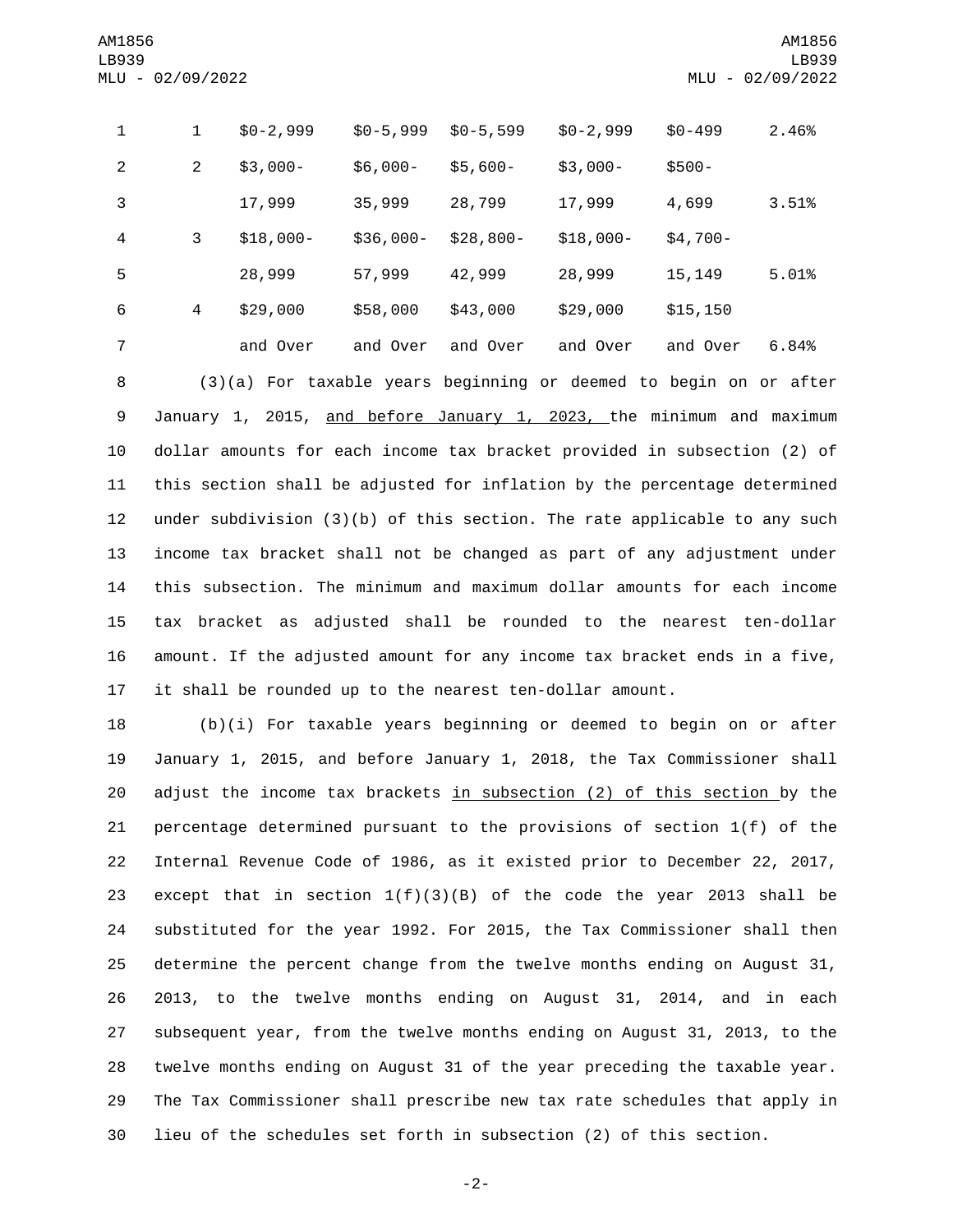| | | | | | | |
|---|---|---|---|---|---|---|
| 1 | $0-2,999 | $0-5,999 | $0-5,599 | $0-2,999 | $0-499 | 2.46% |
| 2 | $3,000-17,999 | $6,000-35,999 | $5,600-28,799 | $3,000-17,999 | $500-4,699 | 3.51% |
| 3 | $18,000-28,999 | $36,000-57,999 | $28,800-42,999 | $18,000-28,999 | $4,700-15,149 | 5.01% |
| 4 | $29,000 and Over | $58,000 and Over | $43,000 and Over | $29,000 and Over | $15,150 and Over | 6.84% |

(3)(a) For taxable years beginning or deemed to begin on or after January 1, 2015, and before January 1, 2023, the minimum and maximum dollar amounts for each income tax bracket provided in subsection (2) of this section shall be adjusted for inflation by the percentage determined under subdivision (3)(b) of this section. The rate applicable to any such income tax bracket shall not be changed as part of any adjustment under this subsection. The minimum and maximum dollar amounts for each income tax bracket as adjusted shall be rounded to the nearest ten-dollar amount. If the adjusted amount for any income tax bracket ends in a five, it shall be rounded up to the nearest ten-dollar amount.

(b)(i) For taxable years beginning or deemed to begin on or after January 1, 2015, and before January 1, 2018, the Tax Commissioner shall adjust the income tax brackets in subsection (2) of this section by the percentage determined pursuant to the provisions of section 1(f) of the Internal Revenue Code of 1986, as it existed prior to December 22, 2017, except that in section 1(f)(3)(B) of the code the year 2013 shall be substituted for the year 1992. For 2015, the Tax Commissioner shall then determine the percent change from the twelve months ending on August 31, 2013, to the twelve months ending on August 31, 2014, and in each subsequent year, from the twelve months ending on August 31, 2013, to the twelve months ending on August 31 of the year preceding the taxable year. The Tax Commissioner shall prescribe new tax rate schedules that apply in lieu of the schedules set forth in subsection (2) of this section.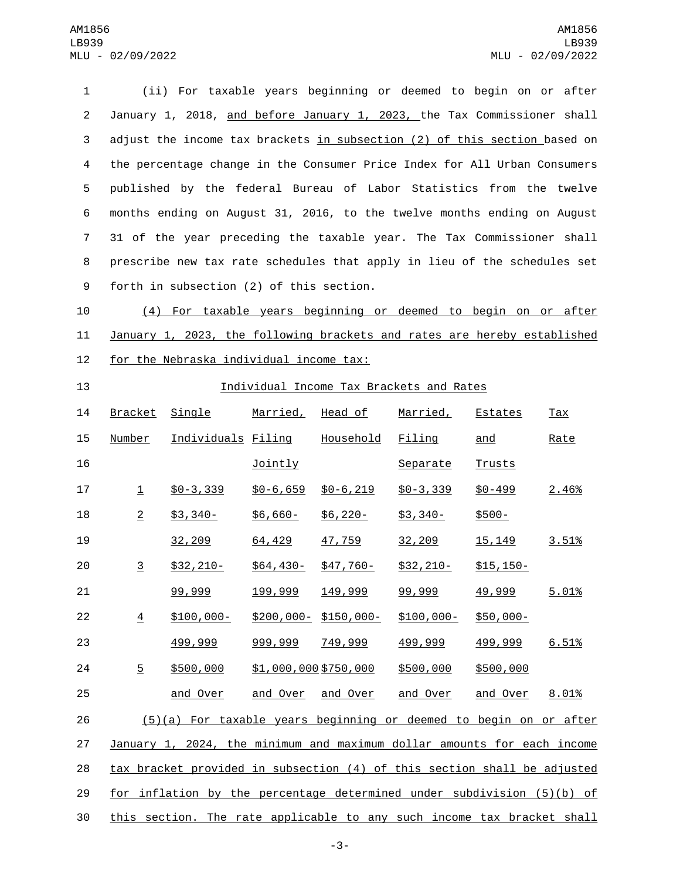(ii) For taxable years beginning or deemed to begin on or after January 1, 2018, and before January 1, 2023, the Tax Commissioner shall adjust the income tax brackets in subsection (2) of this section based on the percentage change in the Consumer Price Index for All Urban Consumers published by the federal Bureau of Labor Statistics from the twelve months ending on August 31, 2016, to the twelve months ending on August 31 of the year preceding the taxable year. The Tax Commissioner shall prescribe new tax rate schedules that apply in lieu of the schedules set forth in subsection (2) of this section.

(4) For taxable years beginning or deemed to begin on or after January 1, 2023, the following brackets and rates are hereby established for the Nebraska individual income tax:

Individual Income Tax Brackets and Rates

| Bracket Number | Single Individuals | Married, Filing Jointly | Head of Household | Married, Filing Separate | Estates and Trusts | Tax Rate |
|---|---|---|---|---|---|---|
| 1 | $0-3,339 | $0-6,659 | $0-6,219 | $0-3,339 | $0-499 | 2.46% |
| 2 | $3,340-32,209 | $6,660-64,429 | $6,220-47,759 | $3,340-32,209 | $500-15,149 | 3.51% |
| 3 | $32,210-99,999 | $64,430-199,999 | $47,760-149,999 | $32,210-99,999 | $15,150-49,999 | 5.01% |
| 4 | $100,000-499,999 | $200,000-999,999 | $150,000-749,999 | $100,000-499,999 | $50,000-499,999 | 6.51% |
| 5 | $500,000 and Over | $1,000,000 and Over | $750,000 and Over | $500,000 and Over | $500,000 and Over | 8.01% |

(5)(a) For taxable years beginning or deemed to begin on or after January 1, 2024, the minimum and maximum dollar amounts for each income tax bracket provided in subsection (4) of this section shall be adjusted for inflation by the percentage determined under subdivision (5)(b) of this section. The rate applicable to any such income tax bracket shall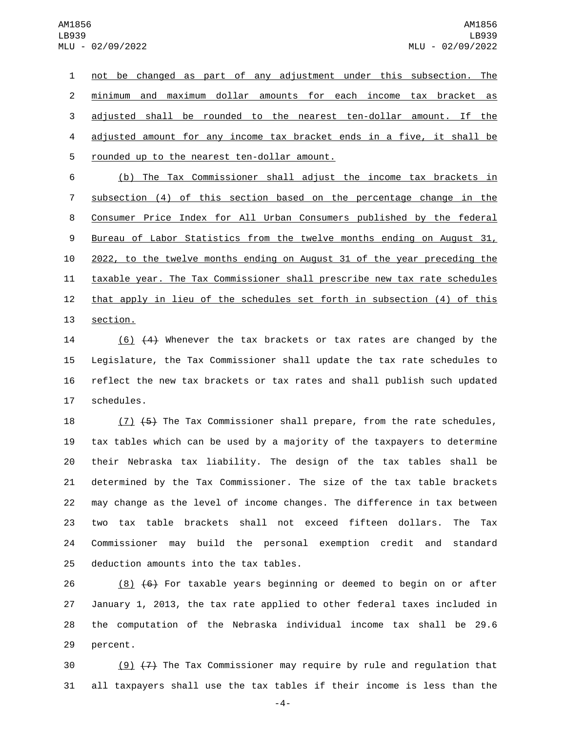not be changed as part of any adjustment under this subsection. The minimum and maximum dollar amounts for each income tax bracket as adjusted shall be rounded to the nearest ten-dollar amount. If the adjusted amount for any income tax bracket ends in a five, it shall be rounded up to the nearest ten-dollar amount.

(b) The Tax Commissioner shall adjust the income tax brackets in subsection (4) of this section based on the percentage change in the Consumer Price Index for All Urban Consumers published by the federal Bureau of Labor Statistics from the twelve months ending on August 31, 2022, to the twelve months ending on August 31 of the year preceding the taxable year. The Tax Commissioner shall prescribe new tax rate schedules that apply in lieu of the schedules set forth in subsection (4) of this section.

(6) ~~(4)~~ Whenever the tax brackets or tax rates are changed by the Legislature, the Tax Commissioner shall update the tax rate schedules to reflect the new tax brackets or tax rates and shall publish such updated schedules.

(7) ~~(5)~~ The Tax Commissioner shall prepare, from the rate schedules, tax tables which can be used by a majority of the taxpayers to determine their Nebraska tax liability. The design of the tax tables shall be determined by the Tax Commissioner. The size of the tax table brackets may change as the level of income changes. The difference in tax between two tax table brackets shall not exceed fifteen dollars. The Tax Commissioner may build the personal exemption credit and standard deduction amounts into the tax tables.

(8) ~~(6)~~ For taxable years beginning or deemed to begin on or after January 1, 2013, the tax rate applied to other federal taxes included in the computation of the Nebraska individual income tax shall be 29.6 percent.

(9) ~~(7)~~ The Tax Commissioner may require by rule and regulation that all taxpayers shall use the tax tables if their income is less than the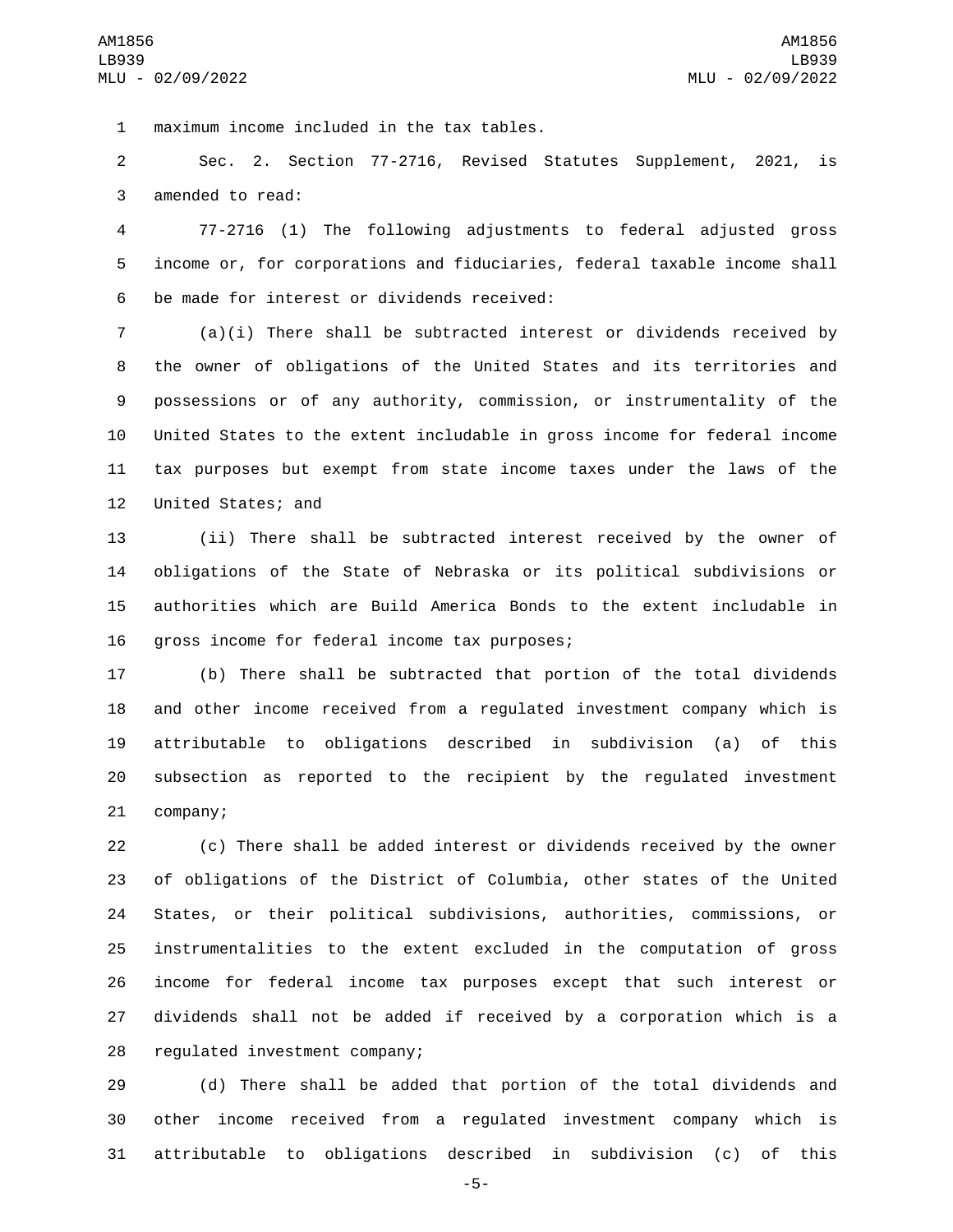maximum income included in the tax tables.

Sec. 2. Section 77-2716, Revised Statutes Supplement, 2021, is amended to read:

77-2716 (1) The following adjustments to federal adjusted gross income or, for corporations and fiduciaries, federal taxable income shall be made for interest or dividends received:

(a)(i) There shall be subtracted interest or dividends received by the owner of obligations of the United States and its territories and possessions or of any authority, commission, or instrumentality of the United States to the extent includable in gross income for federal income tax purposes but exempt from state income taxes under the laws of the United States; and

(ii) There shall be subtracted interest received by the owner of obligations of the State of Nebraska or its political subdivisions or authorities which are Build America Bonds to the extent includable in gross income for federal income tax purposes;

(b) There shall be subtracted that portion of the total dividends and other income received from a regulated investment company which is attributable to obligations described in subdivision (a) of this subsection as reported to the recipient by the regulated investment company;

(c) There shall be added interest or dividends received by the owner of obligations of the District of Columbia, other states of the United States, or their political subdivisions, authorities, commissions, or instrumentalities to the extent excluded in the computation of gross income for federal income tax purposes except that such interest or dividends shall not be added if received by a corporation which is a regulated investment company;

(d) There shall be added that portion of the total dividends and other income received from a regulated investment company which is attributable to obligations described in subdivision (c) of this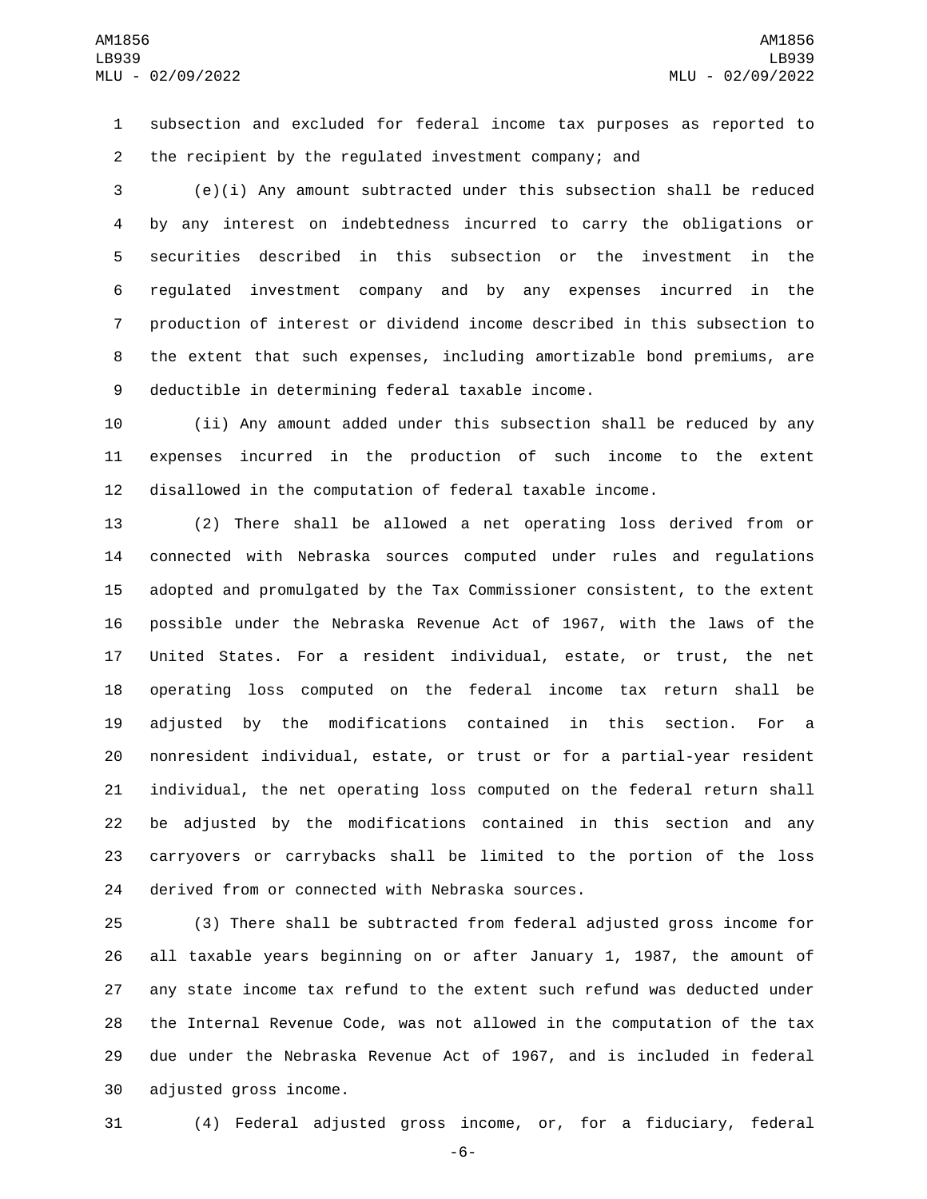subsection and excluded for federal income tax purposes as reported to the recipient by the regulated investment company; and

(e)(i) Any amount subtracted under this subsection shall be reduced by any interest on indebtedness incurred to carry the obligations or securities described in this subsection or the investment in the regulated investment company and by any expenses incurred in the production of interest or dividend income described in this subsection to the extent that such expenses, including amortizable bond premiums, are deductible in determining federal taxable income.

(ii) Any amount added under this subsection shall be reduced by any expenses incurred in the production of such income to the extent disallowed in the computation of federal taxable income.

(2) There shall be allowed a net operating loss derived from or connected with Nebraska sources computed under rules and regulations adopted and promulgated by the Tax Commissioner consistent, to the extent possible under the Nebraska Revenue Act of 1967, with the laws of the United States. For a resident individual, estate, or trust, the net operating loss computed on the federal income tax return shall be adjusted by the modifications contained in this section. For a nonresident individual, estate, or trust or for a partial-year resident individual, the net operating loss computed on the federal return shall be adjusted by the modifications contained in this section and any carryovers or carrybacks shall be limited to the portion of the loss derived from or connected with Nebraska sources.

(3) There shall be subtracted from federal adjusted gross income for all taxable years beginning on or after January 1, 1987, the amount of any state income tax refund to the extent such refund was deducted under the Internal Revenue Code, was not allowed in the computation of the tax due under the Nebraska Revenue Act of 1967, and is included in federal adjusted gross income.

(4) Federal adjusted gross income, or, for a fiduciary, federal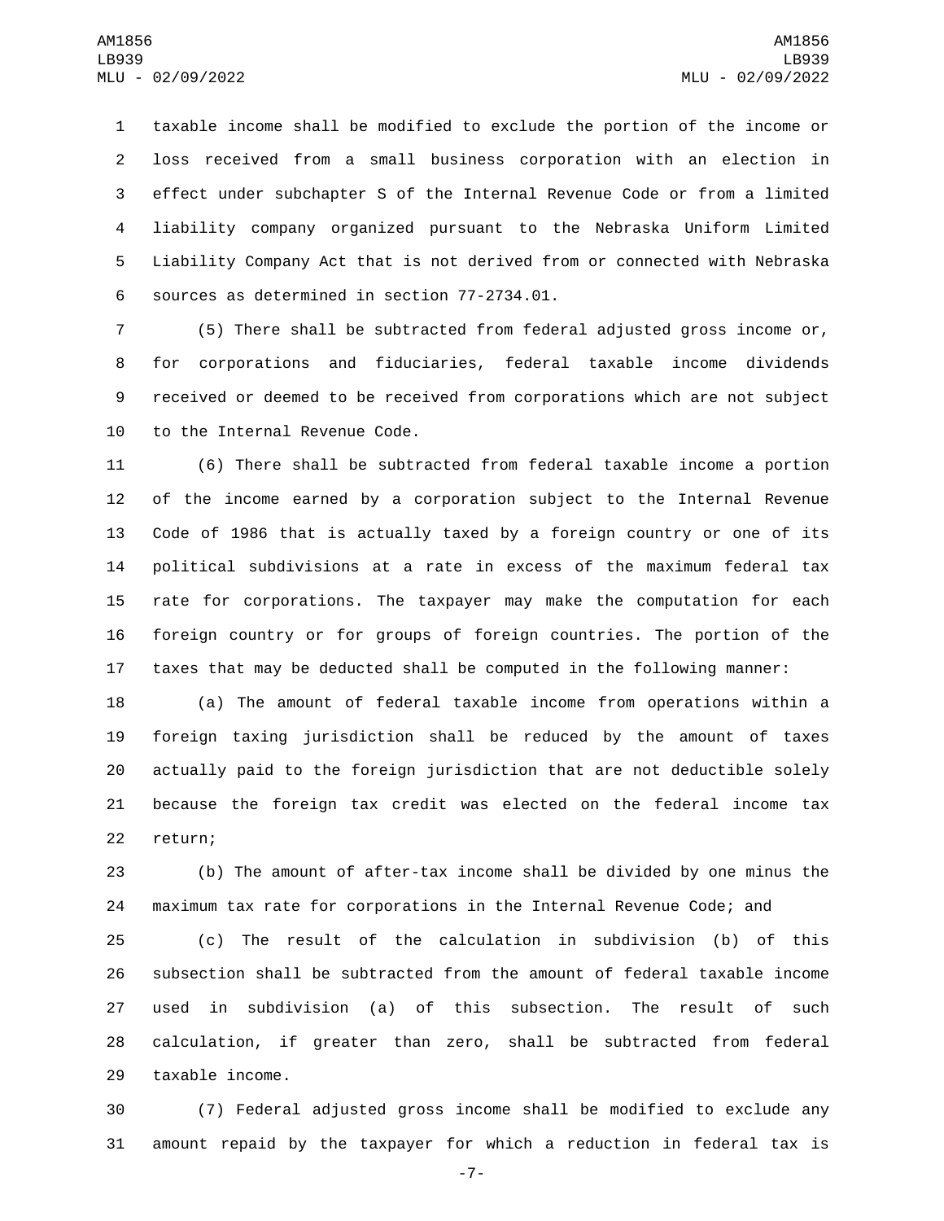taxable income shall be modified to exclude the portion of the income or loss received from a small business corporation with an election in effect under subchapter S of the Internal Revenue Code or from a limited liability company organized pursuant to the Nebraska Uniform Limited Liability Company Act that is not derived from or connected with Nebraska sources as determined in section 77-2734.01.

(5) There shall be subtracted from federal adjusted gross income or, for corporations and fiduciaries, federal taxable income dividends received or deemed to be received from corporations which are not subject to the Internal Revenue Code.

(6) There shall be subtracted from federal taxable income a portion of the income earned by a corporation subject to the Internal Revenue Code of 1986 that is actually taxed by a foreign country or one of its political subdivisions at a rate in excess of the maximum federal tax rate for corporations. The taxpayer may make the computation for each foreign country or for groups of foreign countries. The portion of the taxes that may be deducted shall be computed in the following manner:

(a) The amount of federal taxable income from operations within a foreign taxing jurisdiction shall be reduced by the amount of taxes actually paid to the foreign jurisdiction that are not deductible solely because the foreign tax credit was elected on the federal income tax return;

(b) The amount of after-tax income shall be divided by one minus the maximum tax rate for corporations in the Internal Revenue Code; and

(c) The result of the calculation in subdivision (b) of this subsection shall be subtracted from the amount of federal taxable income used in subdivision (a) of this subsection. The result of such calculation, if greater than zero, shall be subtracted from federal taxable income.

(7) Federal adjusted gross income shall be modified to exclude any amount repaid by the taxpayer for which a reduction in federal tax is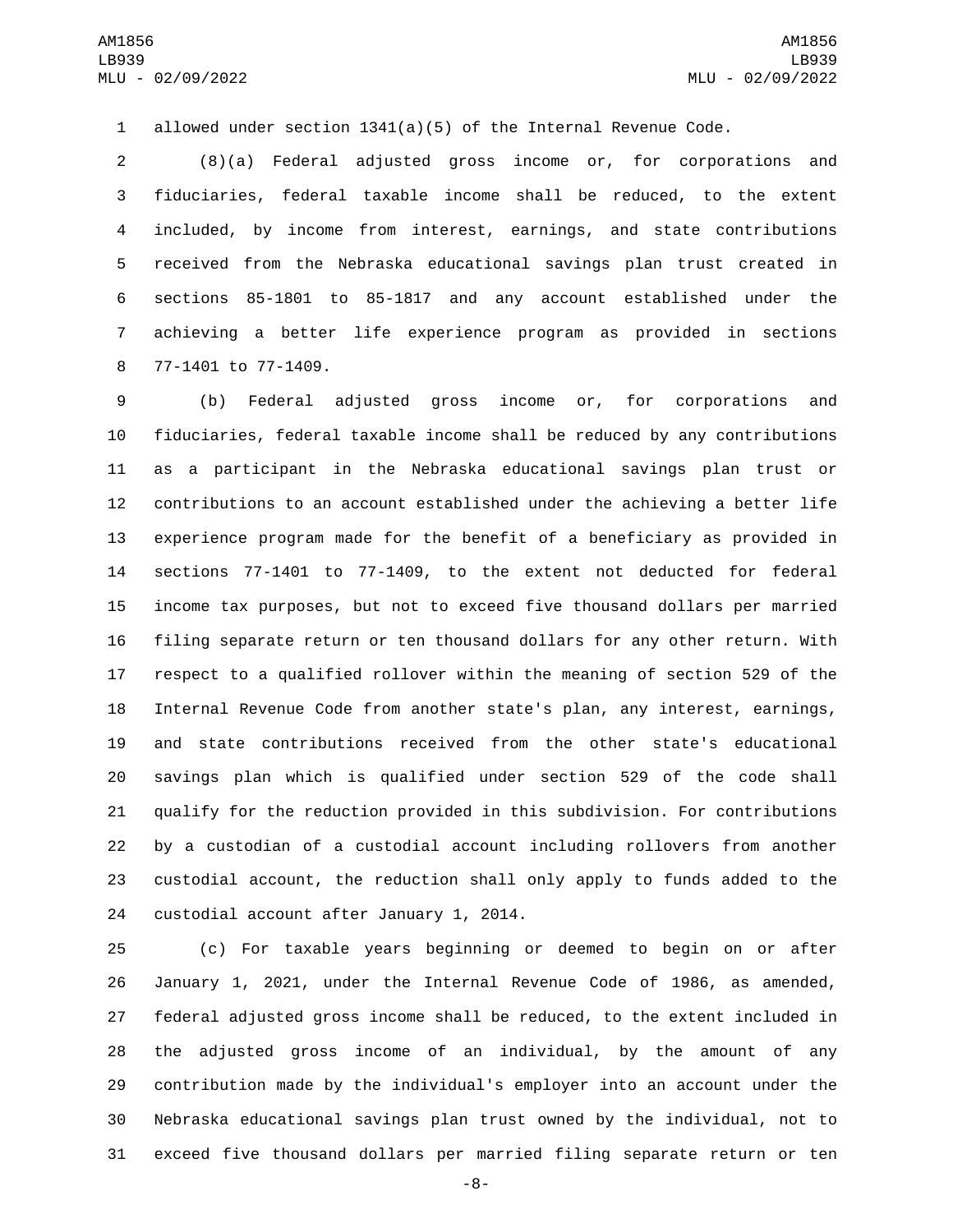allowed under section 1341(a)(5) of the Internal Revenue Code.

(8)(a) Federal adjusted gross income or, for corporations and fiduciaries, federal taxable income shall be reduced, to the extent included, by income from interest, earnings, and state contributions received from the Nebraska educational savings plan trust created in sections 85-1801 to 85-1817 and any account established under the achieving a better life experience program as provided in sections 77-1401 to 77-1409.

(b) Federal adjusted gross income or, for corporations and fiduciaries, federal taxable income shall be reduced by any contributions as a participant in the Nebraska educational savings plan trust or contributions to an account established under the achieving a better life experience program made for the benefit of a beneficiary as provided in sections 77-1401 to 77-1409, to the extent not deducted for federal income tax purposes, but not to exceed five thousand dollars per married filing separate return or ten thousand dollars for any other return. With respect to a qualified rollover within the meaning of section 529 of the Internal Revenue Code from another state's plan, any interest, earnings, and state contributions received from the other state's educational savings plan which is qualified under section 529 of the code shall qualify for the reduction provided in this subdivision. For contributions by a custodian of a custodial account including rollovers from another custodial account, the reduction shall only apply to funds added to the custodial account after January 1, 2014.

(c) For taxable years beginning or deemed to begin on or after January 1, 2021, under the Internal Revenue Code of 1986, as amended, federal adjusted gross income shall be reduced, to the extent included in the adjusted gross income of an individual, by the amount of any contribution made by the individual's employer into an account under the Nebraska educational savings plan trust owned by the individual, not to exceed five thousand dollars per married filing separate return or ten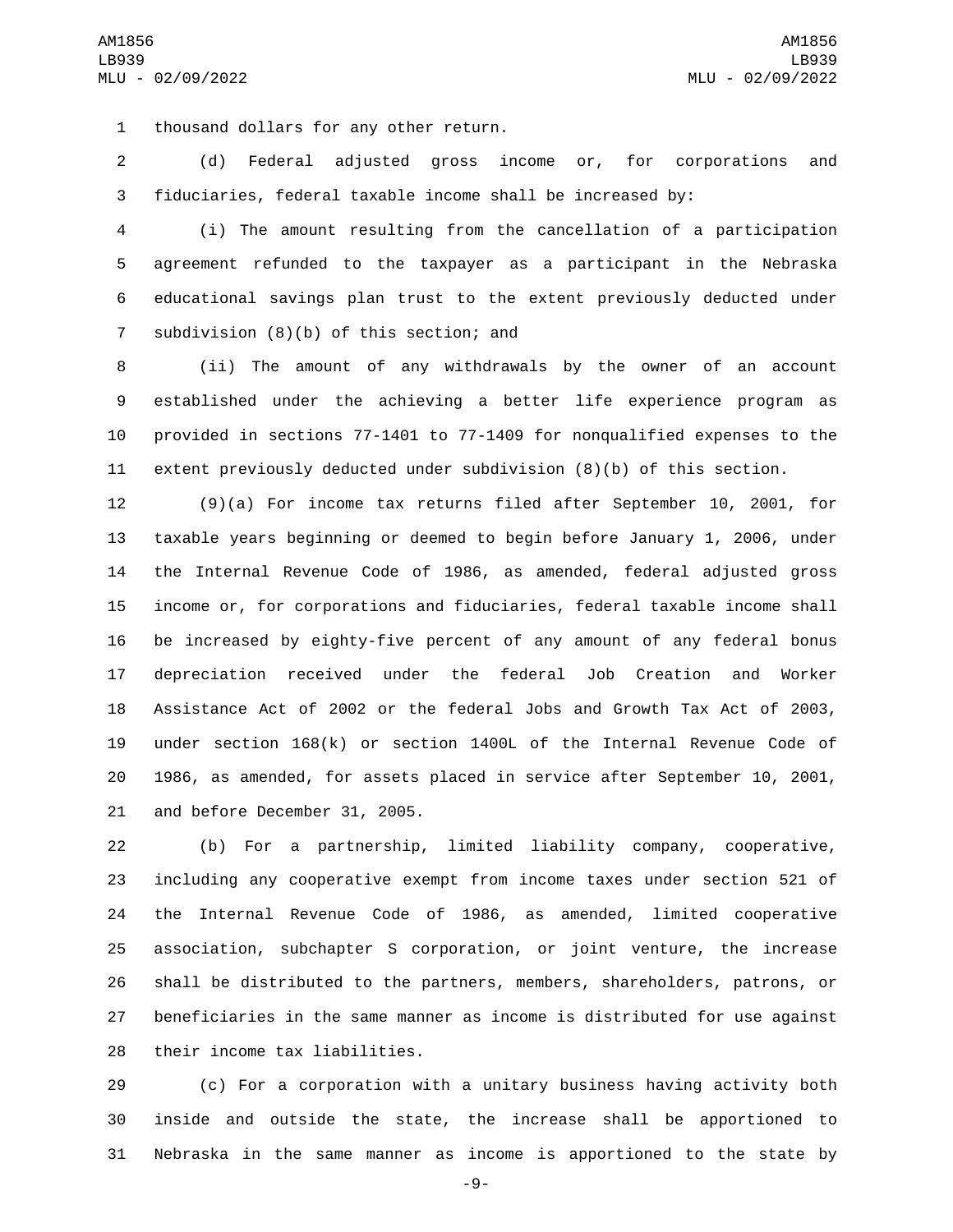thousand dollars for any other return.

(d) Federal adjusted gross income or, for corporations and fiduciaries, federal taxable income shall be increased by:

(i) The amount resulting from the cancellation of a participation agreement refunded to the taxpayer as a participant in the Nebraska educational savings plan trust to the extent previously deducted under subdivision (8)(b) of this section; and

(ii) The amount of any withdrawals by the owner of an account established under the achieving a better life experience program as provided in sections 77-1401 to 77-1409 for nonqualified expenses to the extent previously deducted under subdivision (8)(b) of this section.

(9)(a) For income tax returns filed after September 10, 2001, for taxable years beginning or deemed to begin before January 1, 2006, under the Internal Revenue Code of 1986, as amended, federal adjusted gross income or, for corporations and fiduciaries, federal taxable income shall be increased by eighty-five percent of any amount of any federal bonus depreciation received under the federal Job Creation and Worker Assistance Act of 2002 or the federal Jobs and Growth Tax Act of 2003, under section 168(k) or section 1400L of the Internal Revenue Code of 1986, as amended, for assets placed in service after September 10, 2001, and before December 31, 2005.

(b) For a partnership, limited liability company, cooperative, including any cooperative exempt from income taxes under section 521 of the Internal Revenue Code of 1986, as amended, limited cooperative association, subchapter S corporation, or joint venture, the increase shall be distributed to the partners, members, shareholders, patrons, or beneficiaries in the same manner as income is distributed for use against their income tax liabilities.

(c) For a corporation with a unitary business having activity both inside and outside the state, the increase shall be apportioned to Nebraska in the same manner as income is apportioned to the state by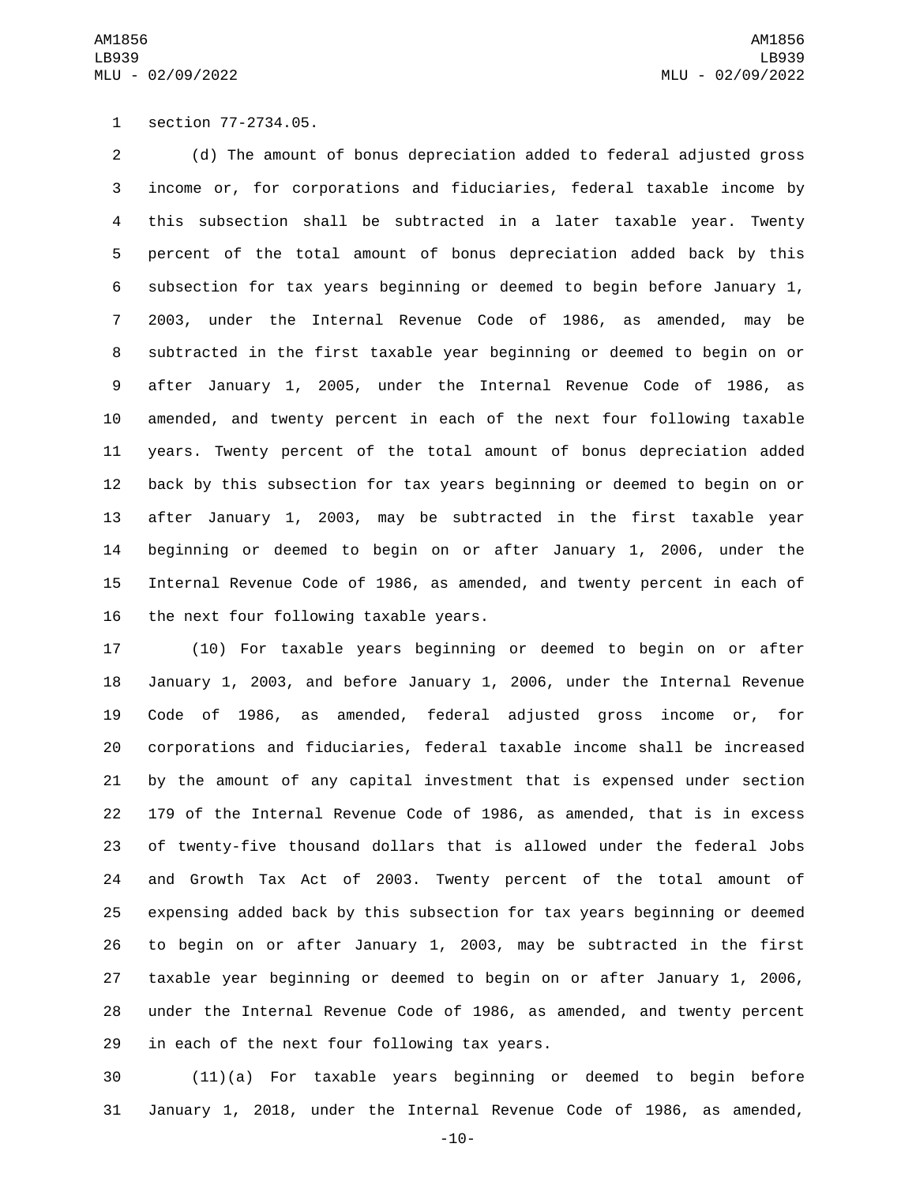section 77-2734.05.

(d) The amount of bonus depreciation added to federal adjusted gross income or, for corporations and fiduciaries, federal taxable income by this subsection shall be subtracted in a later taxable year. Twenty percent of the total amount of bonus depreciation added back by this subsection for tax years beginning or deemed to begin before January 1, 2003, under the Internal Revenue Code of 1986, as amended, may be subtracted in the first taxable year beginning or deemed to begin on or after January 1, 2005, under the Internal Revenue Code of 1986, as amended, and twenty percent in each of the next four following taxable years. Twenty percent of the total amount of bonus depreciation added back by this subsection for tax years beginning or deemed to begin on or after January 1, 2003, may be subtracted in the first taxable year beginning or deemed to begin on or after January 1, 2006, under the Internal Revenue Code of 1986, as amended, and twenty percent in each of the next four following taxable years.

(10) For taxable years beginning or deemed to begin on or after January 1, 2003, and before January 1, 2006, under the Internal Revenue Code of 1986, as amended, federal adjusted gross income or, for corporations and fiduciaries, federal taxable income shall be increased by the amount of any capital investment that is expensed under section 179 of the Internal Revenue Code of 1986, as amended, that is in excess of twenty-five thousand dollars that is allowed under the federal Jobs and Growth Tax Act of 2003. Twenty percent of the total amount of expensing added back by this subsection for tax years beginning or deemed to begin on or after January 1, 2003, may be subtracted in the first taxable year beginning or deemed to begin on or after January 1, 2006, under the Internal Revenue Code of 1986, as amended, and twenty percent in each of the next four following tax years.

(11)(a) For taxable years beginning or deemed to begin before January 1, 2018, under the Internal Revenue Code of 1986, as amended,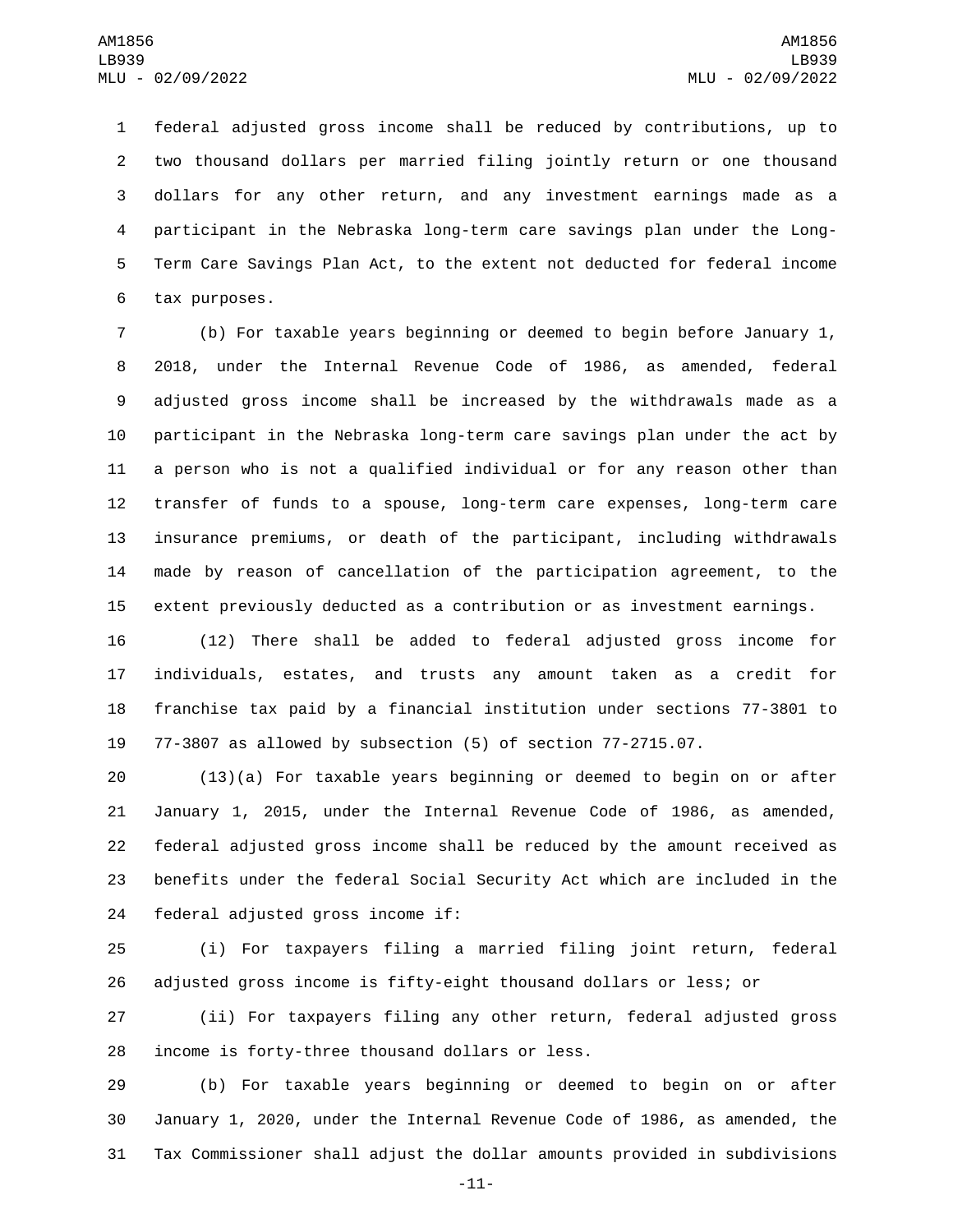federal adjusted gross income shall be reduced by contributions, up to two thousand dollars per married filing jointly return or one thousand dollars for any other return, and any investment earnings made as a participant in the Nebraska long-term care savings plan under the Long-Term Care Savings Plan Act, to the extent not deducted for federal income tax purposes.

(b) For taxable years beginning or deemed to begin before January 1, 2018, under the Internal Revenue Code of 1986, as amended, federal adjusted gross income shall be increased by the withdrawals made as a participant in the Nebraska long-term care savings plan under the act by a person who is not a qualified individual or for any reason other than transfer of funds to a spouse, long-term care expenses, long-term care insurance premiums, or death of the participant, including withdrawals made by reason of cancellation of the participation agreement, to the extent previously deducted as a contribution or as investment earnings.

(12) There shall be added to federal adjusted gross income for individuals, estates, and trusts any amount taken as a credit for franchise tax paid by a financial institution under sections 77-3801 to 77-3807 as allowed by subsection (5) of section 77-2715.07.

(13)(a) For taxable years beginning or deemed to begin on or after January 1, 2015, under the Internal Revenue Code of 1986, as amended, federal adjusted gross income shall be reduced by the amount received as benefits under the federal Social Security Act which are included in the federal adjusted gross income if:

(i) For taxpayers filing a married filing joint return, federal adjusted gross income is fifty-eight thousand dollars or less; or

(ii) For taxpayers filing any other return, federal adjusted gross income is forty-three thousand dollars or less.

(b) For taxable years beginning or deemed to begin on or after January 1, 2020, under the Internal Revenue Code of 1986, as amended, the Tax Commissioner shall adjust the dollar amounts provided in subdivisions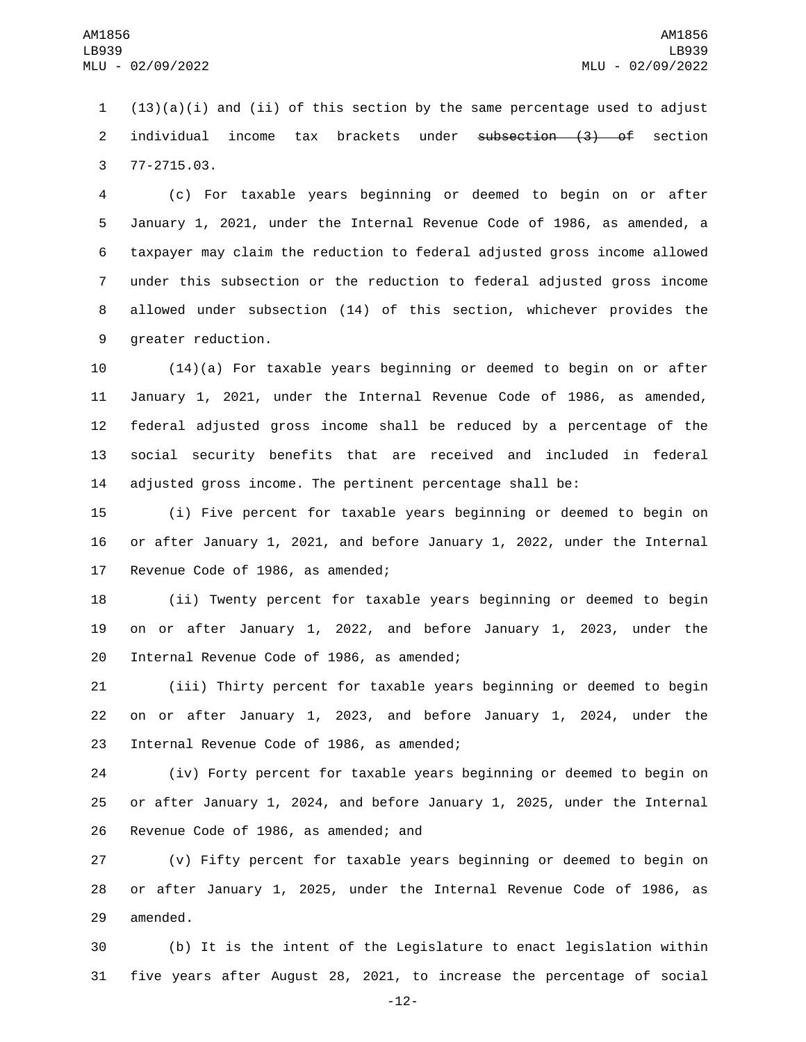(13)(a)(i) and (ii) of this section by the same percentage used to adjust individual income tax brackets under ~~subsection (3) of~~ section 77-2715.03.

(c) For taxable years beginning or deemed to begin on or after January 1, 2021, under the Internal Revenue Code of 1986, as amended, a taxpayer may claim the reduction to federal adjusted gross income allowed under this subsection or the reduction to federal adjusted gross income allowed under subsection (14) of this section, whichever provides the greater reduction.

(14)(a) For taxable years beginning or deemed to begin on or after January 1, 2021, under the Internal Revenue Code of 1986, as amended, federal adjusted gross income shall be reduced by a percentage of the social security benefits that are received and included in federal adjusted gross income. The pertinent percentage shall be:

(i) Five percent for taxable years beginning or deemed to begin on or after January 1, 2021, and before January 1, 2022, under the Internal Revenue Code of 1986, as amended;

(ii) Twenty percent for taxable years beginning or deemed to begin on or after January 1, 2022, and before January 1, 2023, under the Internal Revenue Code of 1986, as amended;

(iii) Thirty percent for taxable years beginning or deemed to begin on or after January 1, 2023, and before January 1, 2024, under the Internal Revenue Code of 1986, as amended;

(iv) Forty percent for taxable years beginning or deemed to begin on or after January 1, 2024, and before January 1, 2025, under the Internal Revenue Code of 1986, as amended; and

(v) Fifty percent for taxable years beginning or deemed to begin on or after January 1, 2025, under the Internal Revenue Code of 1986, as amended.

(b) It is the intent of the Legislature to enact legislation within five years after August 28, 2021, to increase the percentage of social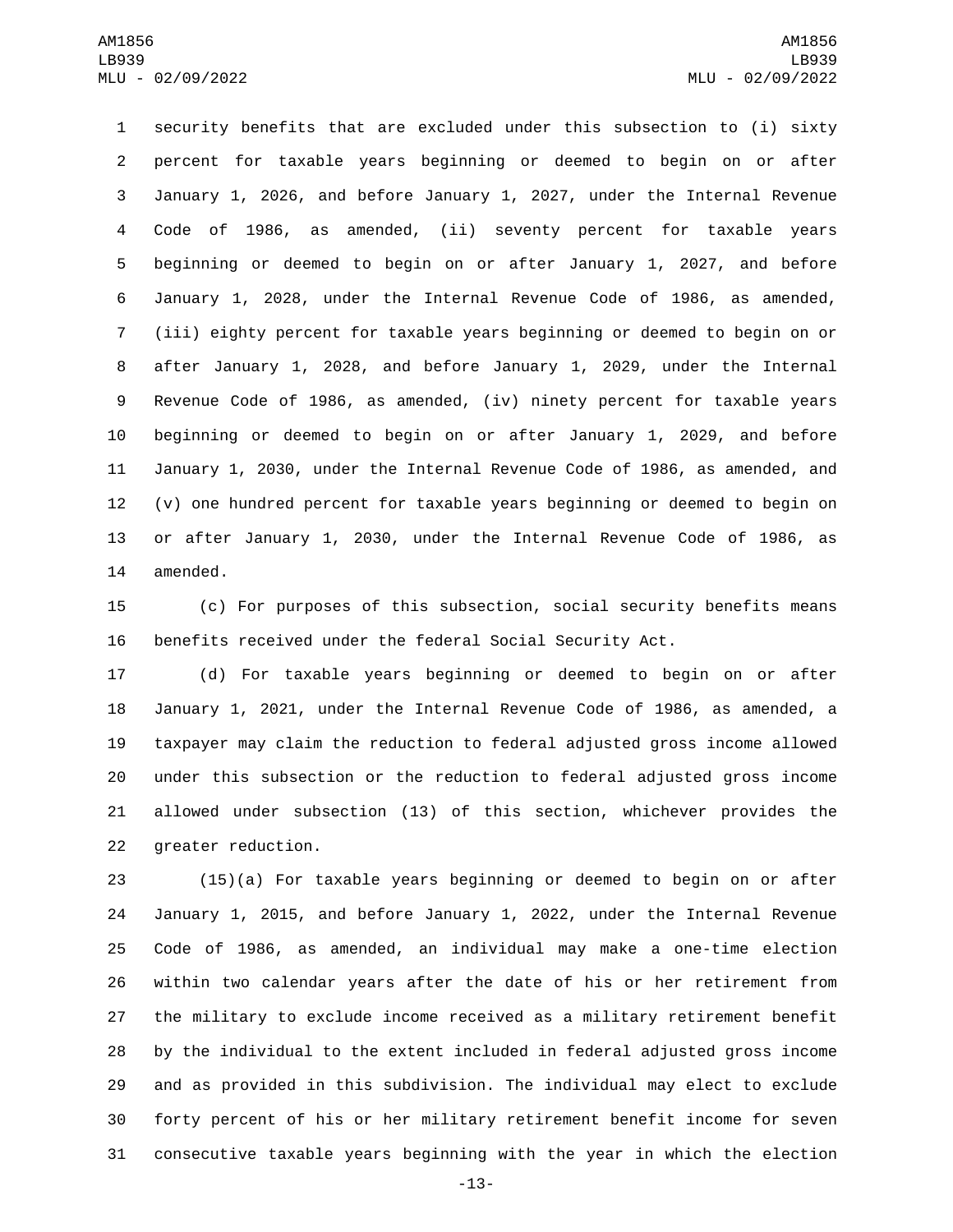security benefits that are excluded under this subsection to (i) sixty percent for taxable years beginning or deemed to begin on or after January 1, 2026, and before January 1, 2027, under the Internal Revenue Code of 1986, as amended, (ii) seventy percent for taxable years beginning or deemed to begin on or after January 1, 2027, and before January 1, 2028, under the Internal Revenue Code of 1986, as amended, (iii) eighty percent for taxable years beginning or deemed to begin on or after January 1, 2028, and before January 1, 2029, under the Internal Revenue Code of 1986, as amended, (iv) ninety percent for taxable years beginning or deemed to begin on or after January 1, 2029, and before January 1, 2030, under the Internal Revenue Code of 1986, as amended, and (v) one hundred percent for taxable years beginning or deemed to begin on or after January 1, 2030, under the Internal Revenue Code of 1986, as amended.

(c) For purposes of this subsection, social security benefits means benefits received under the federal Social Security Act.

(d) For taxable years beginning or deemed to begin on or after January 1, 2021, under the Internal Revenue Code of 1986, as amended, a taxpayer may claim the reduction to federal adjusted gross income allowed under this subsection or the reduction to federal adjusted gross income allowed under subsection (13) of this section, whichever provides the greater reduction.

(15)(a) For taxable years beginning or deemed to begin on or after January 1, 2015, and before January 1, 2022, under the Internal Revenue Code of 1986, as amended, an individual may make a one-time election within two calendar years after the date of his or her retirement from the military to exclude income received as a military retirement benefit by the individual to the extent included in federal adjusted gross income and as provided in this subdivision. The individual may elect to exclude forty percent of his or her military retirement benefit income for seven consecutive taxable years beginning with the year in which the election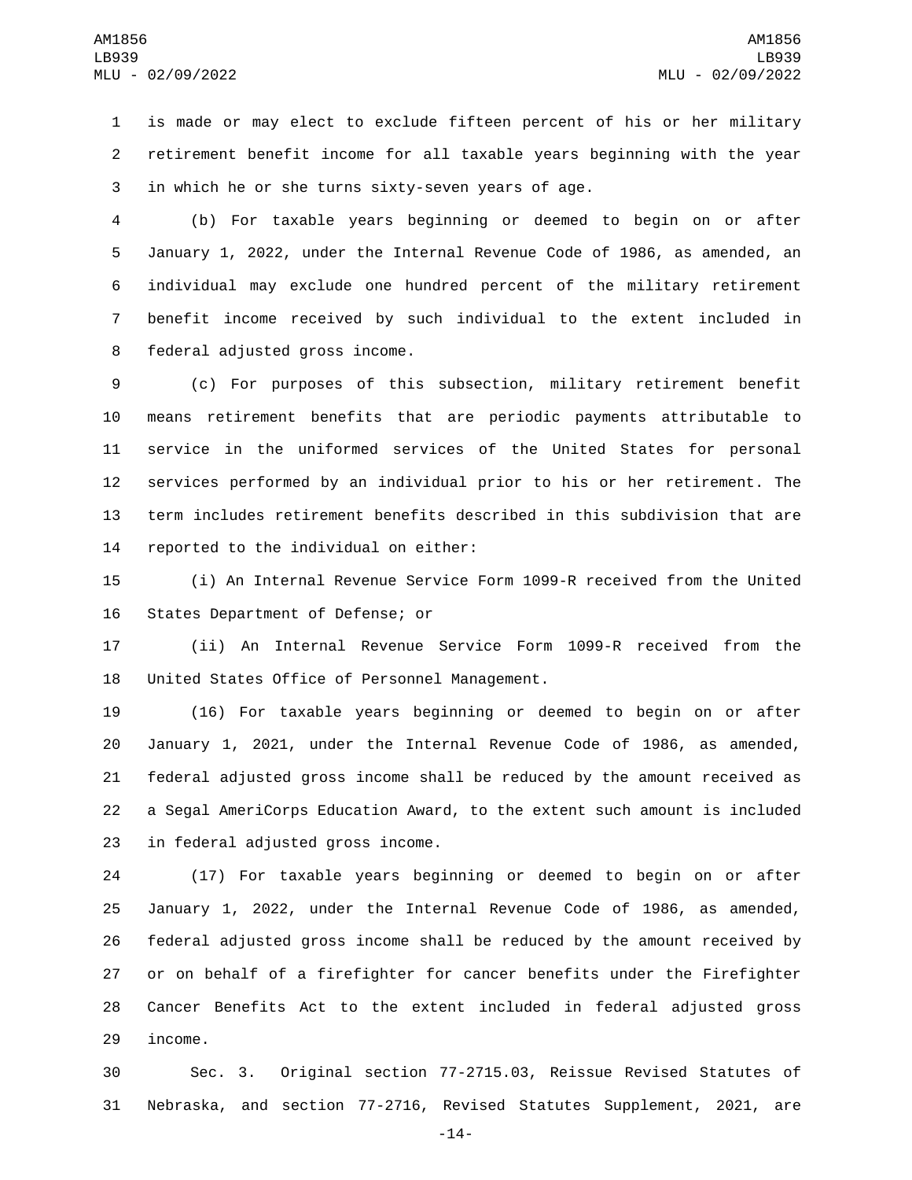is made or may elect to exclude fifteen percent of his or her military retirement benefit income for all taxable years beginning with the year in which he or she turns sixty-seven years of age.

(b) For taxable years beginning or deemed to begin on or after January 1, 2022, under the Internal Revenue Code of 1986, as amended, an individual may exclude one hundred percent of the military retirement benefit income received by such individual to the extent included in federal adjusted gross income.

(c) For purposes of this subsection, military retirement benefit means retirement benefits that are periodic payments attributable to service in the uniformed services of the United States for personal services performed by an individual prior to his or her retirement. The term includes retirement benefits described in this subdivision that are reported to the individual on either:

(i) An Internal Revenue Service Form 1099-R received from the United States Department of Defense; or

(ii) An Internal Revenue Service Form 1099-R received from the United States Office of Personnel Management.

(16) For taxable years beginning or deemed to begin on or after January 1, 2021, under the Internal Revenue Code of 1986, as amended, federal adjusted gross income shall be reduced by the amount received as a Segal AmeriCorps Education Award, to the extent such amount is included in federal adjusted gross income.

(17) For taxable years beginning or deemed to begin on or after January 1, 2022, under the Internal Revenue Code of 1986, as amended, federal adjusted gross income shall be reduced by the amount received by or on behalf of a firefighter for cancer benefits under the Firefighter Cancer Benefits Act to the extent included in federal adjusted gross income.

Sec. 3. Original section 77-2715.03, Reissue Revised Statutes of Nebraska, and section 77-2716, Revised Statutes Supplement, 2021, are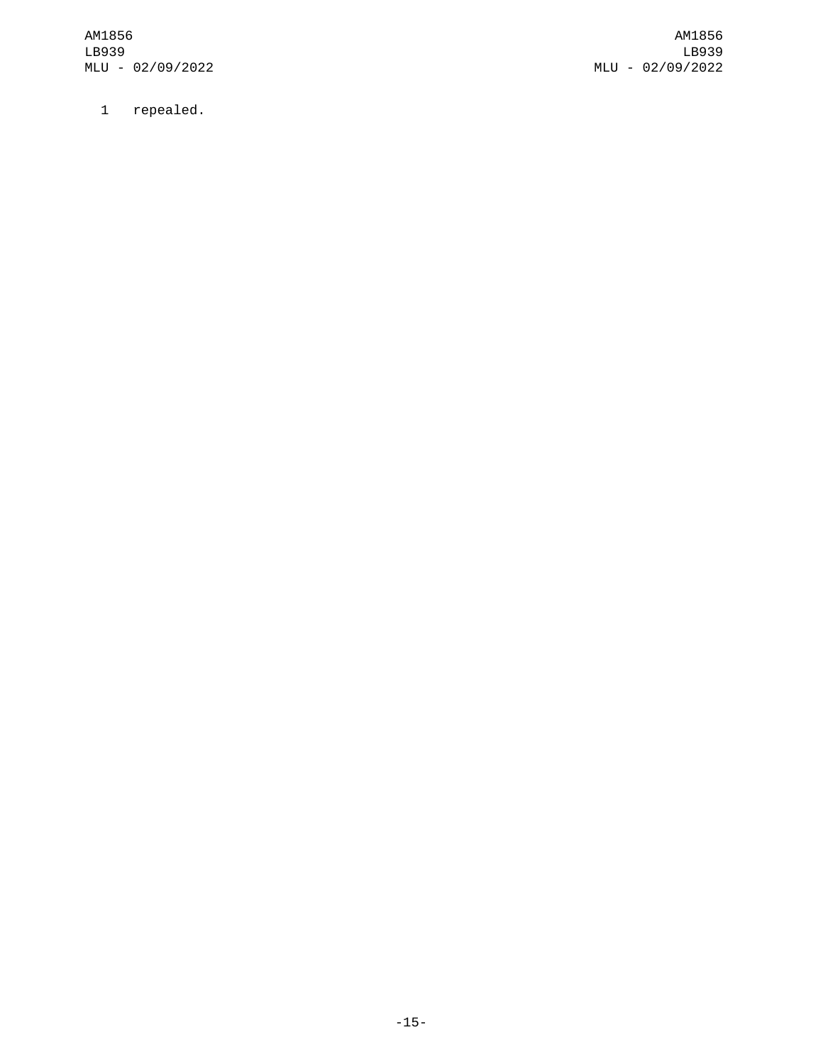repealed.